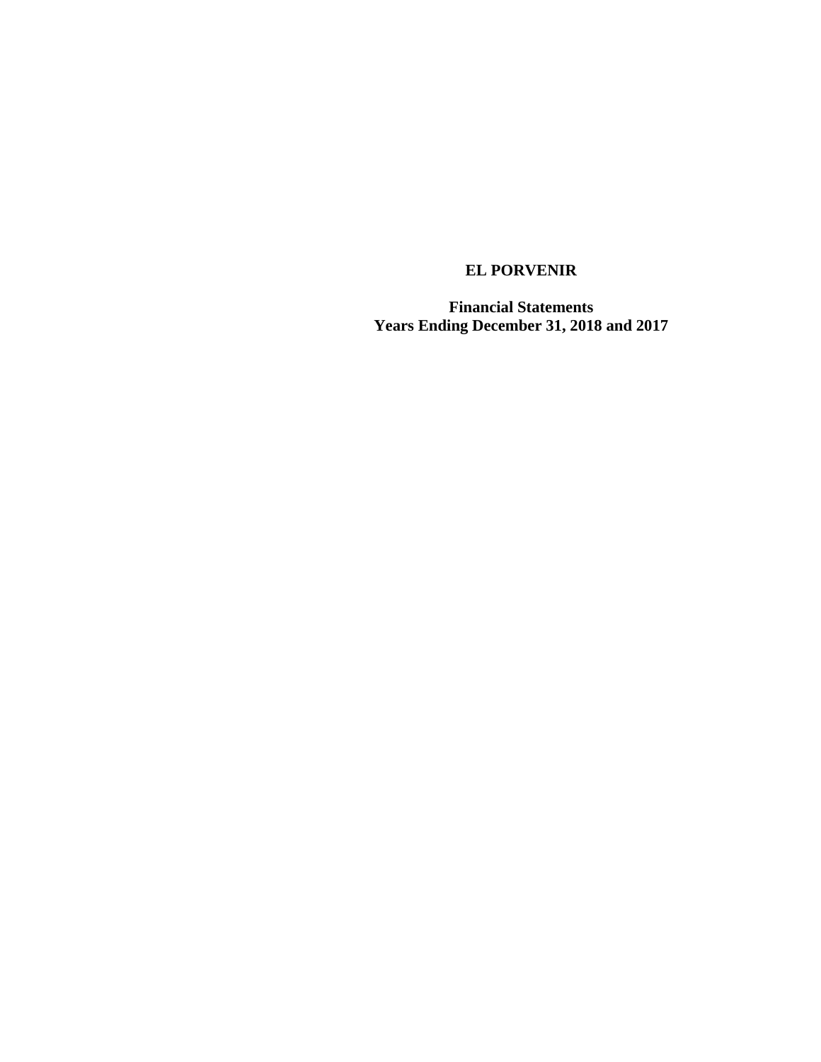# EL PORVENIR

**Financial Statements**
**Years Ending December 31, 2018 and 2017**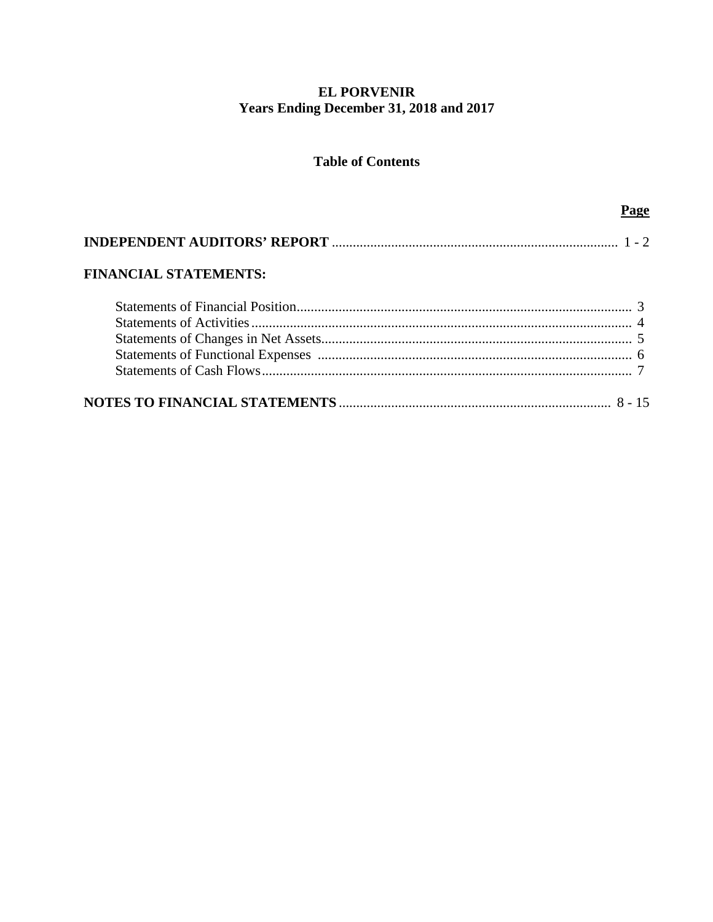# EL PORVENIR
## Years Ending December 31, 2018 and 2017

### Table of Contents

| | Page |
|---|---|
| **INDEPENDENT AUDITORS' REPORT** | 1 - 2 |
| **FINANCIAL STATEMENTS:** | |
| Statements of Financial Position | 3 |
| Statements of Activities | 4 |
| Statements of Changes in Net Assets | 5 |
| Statements of Functional Expenses | 6 |
| Statements of Cash Flows | 7 |
| **NOTES TO FINANCIAL STATEMENTS** | 8 - 15 |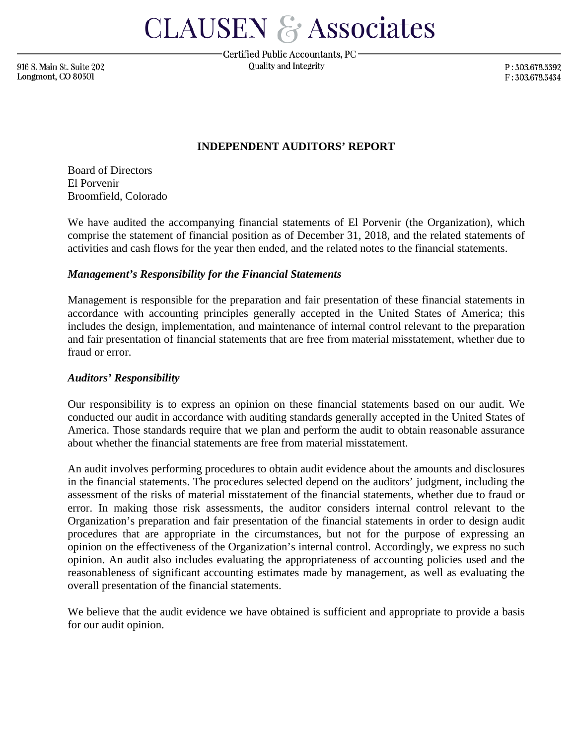# CLAUSEN & Associates

Certified Public Accountants, PC
Quality and Integrity

916 S. Main St. Suite 202
Longmont, CO 80501

P : 303.678.5392
F : 303.678.5434

## INDEPENDENT AUDITORS' REPORT

Board of Directors
El Porvenir
Broomfield, Colorado

We have audited the accompanying financial statements of El Porvenir (the Organization), which comprise the statement of financial position as of December 31, 2018, and the related statements of activities and cash flows for the year then ended, and the related notes to the financial statements.

### *Management's Responsibility for the Financial Statements*

Management is responsible for the preparation and fair presentation of these financial statements in accordance with accounting principles generally accepted in the United States of America; this includes the design, implementation, and maintenance of internal control relevant to the preparation and fair presentation of financial statements that are free from material misstatement, whether due to fraud or error.

### *Auditors' Responsibility*

Our responsibility is to express an opinion on these financial statements based on our audit. We conducted our audit in accordance with auditing standards generally accepted in the United States of America. Those standards require that we plan and perform the audit to obtain reasonable assurance about whether the financial statements are free from material misstatement.

An audit involves performing procedures to obtain audit evidence about the amounts and disclosures in the financial statements. The procedures selected depend on the auditors' judgment, including the assessment of the risks of material misstatement of the financial statements, whether due to fraud or error. In making those risk assessments, the auditor considers internal control relevant to the Organization's preparation and fair presentation of the financial statements in order to design audit procedures that are appropriate in the circumstances, but not for the purpose of expressing an opinion on the effectiveness of the Organization's internal control. Accordingly, we express no such opinion. An audit also includes evaluating the appropriateness of accounting policies used and the reasonableness of significant accounting estimates made by management, as well as evaluating the overall presentation of the financial statements.

We believe that the audit evidence we have obtained is sufficient and appropriate to provide a basis for our audit opinion.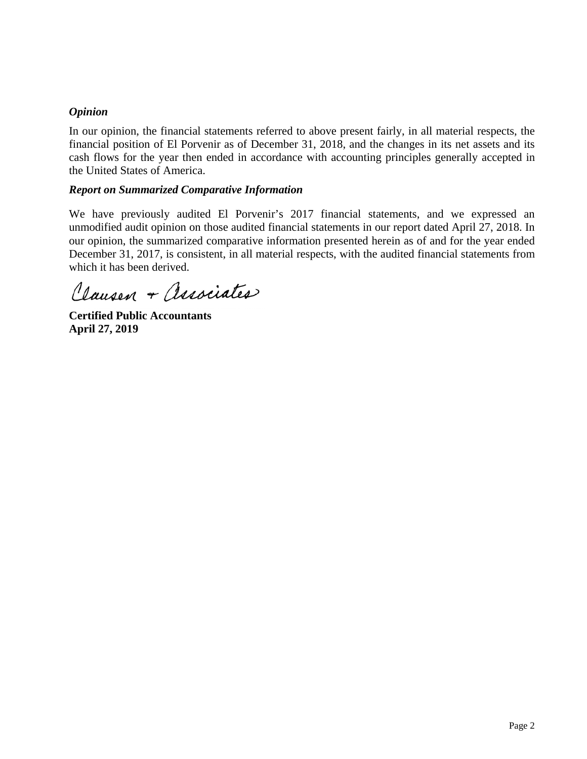### *Opinion*

In our opinion, the financial statements referred to above present fairly, in all material respects, the financial position of El Porvenir as of December 31, 2018, and the changes in its net assets and its cash flows for the year then ended in accordance with accounting principles generally accepted in the United States of America.

### *Report on Summarized Comparative Information*

We have previously audited El Porvenir's 2017 financial statements, and we expressed an unmodified audit opinion on those audited financial statements in our report dated April 27, 2018. In our opinion, the summarized comparative information presented herein as of and for the year ended December 31, 2017, is consistent, in all material respects, with the audited financial statements from which it has been derived.

Clausen + Associates

**Certified Public Accountants**
**April 27, 2019**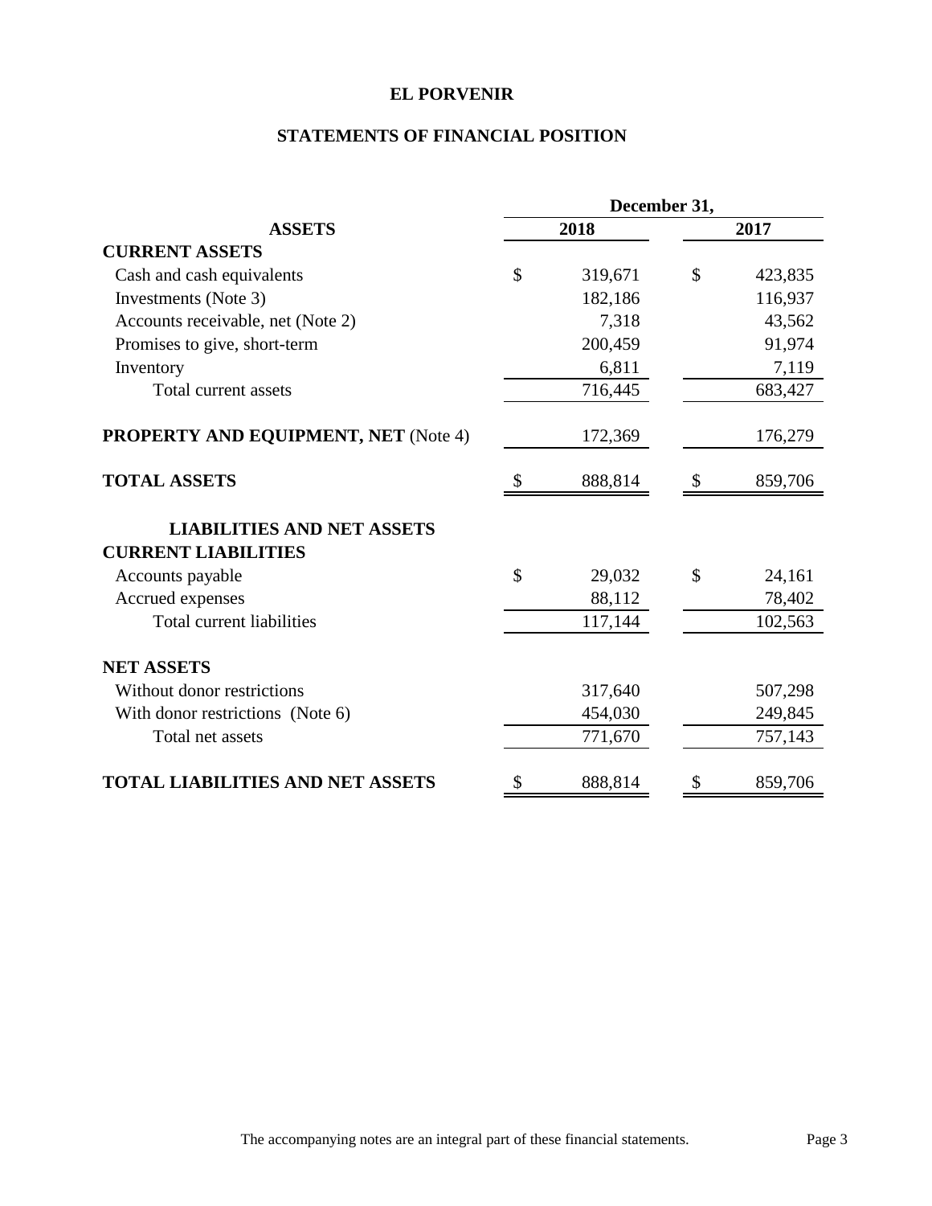# EL PORVENIR

## STATEMENTS OF FINANCIAL POSITION

| | December 31, | |
|---|---|---|
| **ASSETS** | **2018** | **2017** |
| **CURRENT ASSETS** | | |
| Cash and cash equivalents | $ 319,671 | $ 423,835 |
| Investments (Note 3) | 182,186 | 116,937 |
| Accounts receivable, net (Note 2) | 7,318 | 43,562 |
| Promises to give, short-term | 200,459 | 91,974 |
| Inventory | 6,811 | 7,119 |
| Total current assets | 716,445 | 683,427 |
| **PROPERTY AND EQUIPMENT, NET** (Note 4) | 172,369 | 176,279 |
| **TOTAL ASSETS** | $ 888,814 | $ 859,706 |
| **LIABILITIES AND NET ASSETS** | | |
| **CURRENT LIABILITIES** | | |
| Accounts payable | $ 29,032 | $ 24,161 |
| Accrued expenses | 88,112 | 78,402 |
| Total current liabilities | 117,144 | 102,563 |
| **NET ASSETS** | | |
| Without donor restrictions | 317,640 | 507,298 |
| With donor restrictions (Note 6) | 454,030 | 249,845 |
| Total net assets | 771,670 | 757,143 |
| **TOTAL LIABILITIES AND NET ASSETS** | $ 888,814 | $ 859,706 |

The accompanying notes are an integral part of these financial statements.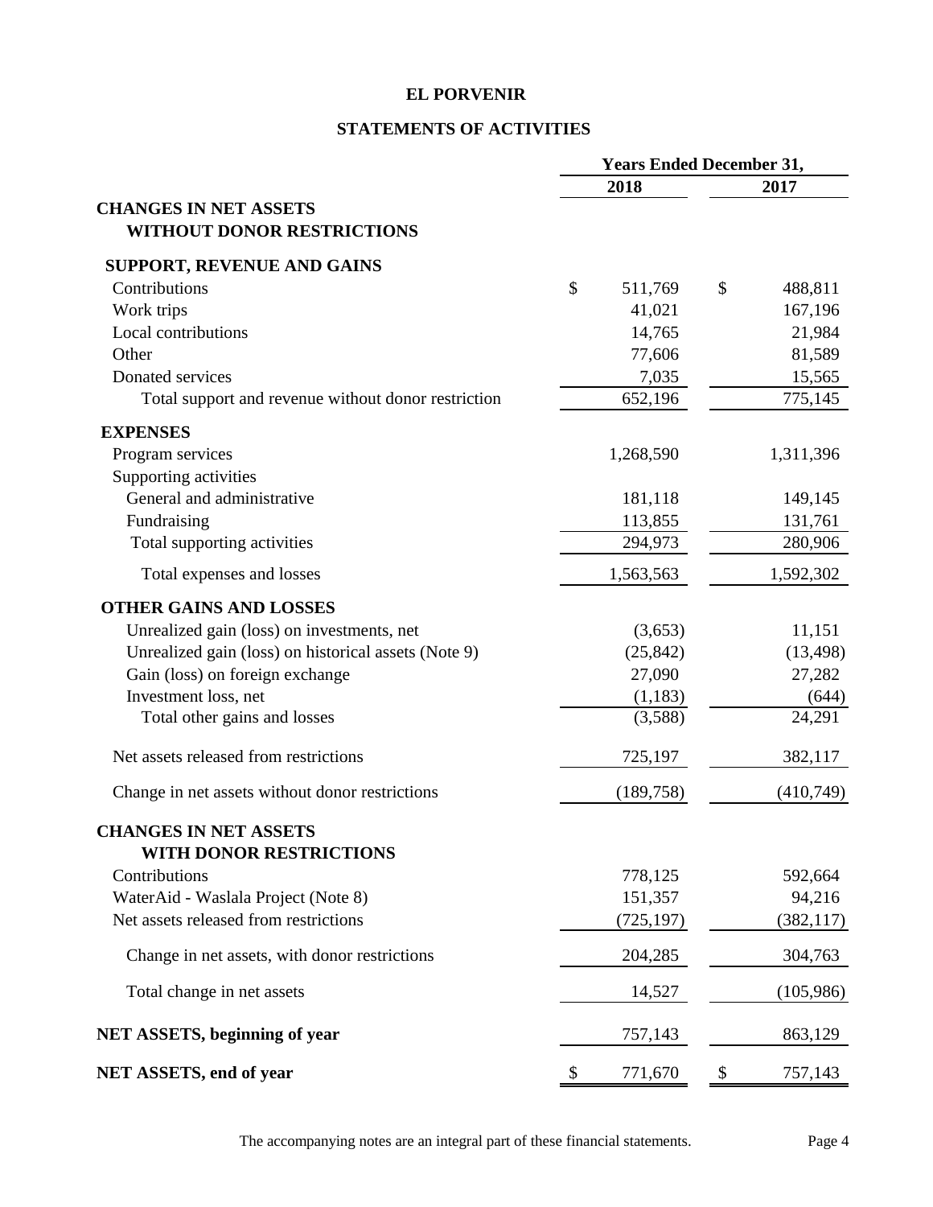# EL PORVENIR

## STATEMENTS OF ACTIVITIES

| | Years Ended December 31, | |
|---|---|---|
| | 2018 | 2017 |
| **CHANGES IN NET ASSETS WITHOUT DONOR RESTRICTIONS** | | |
| **SUPPORT, REVENUE AND GAINS** | | |
| Contributions | $ 511,769 | $ 488,811 |
| Work trips | 41,021 | 167,196 |
| Local contributions | 14,765 | 21,984 |
| Other | 77,606 | 81,589 |
| Donated services | 7,035 | 15,565 |
| Total support and revenue without donor restriction | 652,196 | 775,145 |
| **EXPENSES** | | |
| Program services | 1,268,590 | 1,311,396 |
| Supporting activities | | |
| General and administrative | 181,118 | 149,145 |
| Fundraising | 113,855 | 131,761 |
| Total supporting activities | 294,973 | 280,906 |
| Total expenses and losses | 1,563,563 | 1,592,302 |
| **OTHER GAINS AND LOSSES** | | |
| Unrealized gain (loss) on investments, net | (3,653) | 11,151 |
| Unrealized gain (loss) on historical assets (Note 9) | (25,842) | (13,498) |
| Gain (loss) on foreign exchange | 27,090 | 27,282 |
| Investment loss, net | (1,183) | (644) |
| Total other gains and losses | (3,588) | 24,291 |
| Net assets released from restrictions | 725,197 | 382,117 |
| Change in net assets without donor restrictions | (189,758) | (410,749) |
| **CHANGES IN NET ASSETS WITH DONOR RESTRICTIONS** | | |
| Contributions | 778,125 | 592,664 |
| WaterAid - Waslala Project (Note 8) | 151,357 | 94,216 |
| Net assets released from restrictions | (725,197) | (382,117) |
| Change in net assets, with donor restrictions | 204,285 | 304,763 |
| Total change in net assets | 14,527 | (105,986) |
| **NET ASSETS, beginning of year** | 757,143 | 863,129 |
| **NET ASSETS, end of year** | $ 771,670 | $ 757,143 |

The accompanying notes are an integral part of these financial statements.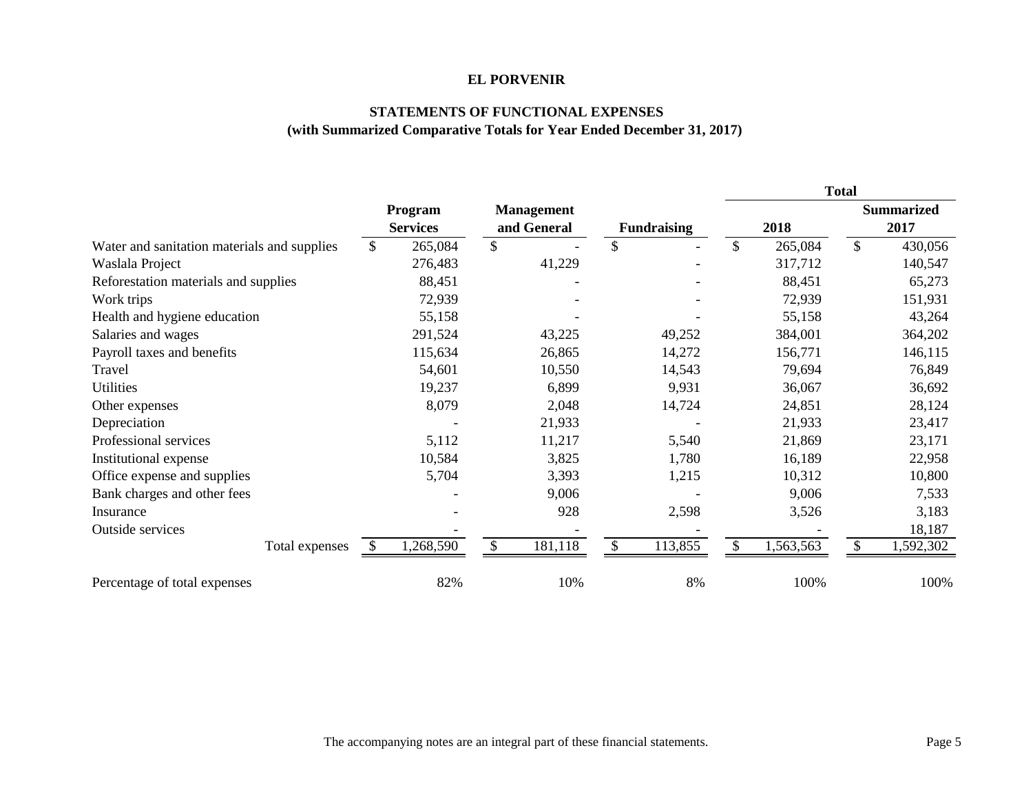**EL PORVENIR**

**STATEMENTS OF FUNCTIONAL EXPENSES**
**(with Summarized Comparative Totals for Year Ended December 31, 2017)**

| | Program Services | Management and General | Fundraising | Total 2018 | Total Summarized 2017 |
|---|---|---|---|---|---|
| Water and sanitation materials and supplies | $ 265,084 | $ - | $ - | $ 265,084 | $ 430,056 |
| Waslala Project | 276,483 | 41,229 | - | 317,712 | 140,547 |
| Reforestation materials and supplies | 88,451 | - | - | 88,451 | 65,273 |
| Work trips | 72,939 | - | - | 72,939 | 151,931 |
| Health and hygiene education | 55,158 | - | - | 55,158 | 43,264 |
| Salaries and wages | 291,524 | 43,225 | 49,252 | 384,001 | 364,202 |
| Payroll taxes and benefits | 115,634 | 26,865 | 14,272 | 156,771 | 146,115 |
| Travel | 54,601 | 10,550 | 14,543 | 79,694 | 76,849 |
| Utilities | 19,237 | 6,899 | 9,931 | 36,067 | 36,692 |
| Other expenses | 8,079 | 2,048 | 14,724 | 24,851 | 28,124 |
| Depreciation | - | 21,933 | - | 21,933 | 23,417 |
| Professional services | 5,112 | 11,217 | 5,540 | 21,869 | 23,171 |
| Institutional expense | 10,584 | 3,825 | 1,780 | 16,189 | 22,958 |
| Office expense and supplies | 5,704 | 3,393 | 1,215 | 10,312 | 10,800 |
| Bank charges and other fees | - | 9,006 | - | 9,006 | 7,533 |
| Insurance | - | 928 | 2,598 | 3,526 | 3,183 |
| Outside services | - | - | - | - | 18,187 |
| Total expenses | $ 1,268,590 | $ 181,118 | $ 113,855 | $ 1,563,563 | $ 1,592,302 |
| Percentage of total expenses | 82% | 10% | 8% | 100% | 100% |

The accompanying notes are an integral part of these financial statements.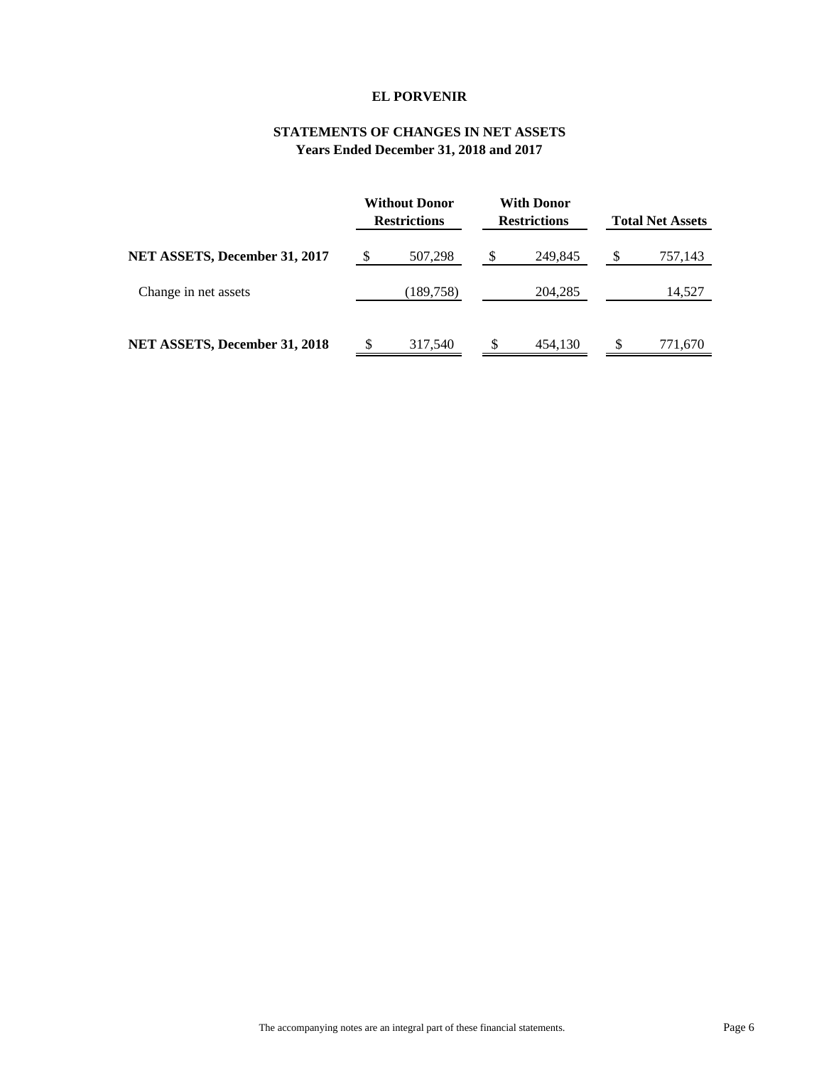# EL PORVENIR

## STATEMENTS OF CHANGES IN NET ASSETS
### Years Ended December 31, 2018 and 2017

| | Without Donor Restrictions | With Donor Restrictions | Total Net Assets |
|---|---|---|---|
| **NET ASSETS, December 31, 2017** | $ 507,298 | $ 249,845 | $ 757,143 |
| Change in net assets | (189,758) | 204,285 | 14,527 |
| **NET ASSETS, December 31, 2018** | $ 317,540 | $ 454,130 | $ 771,670 |

The accompanying notes are an integral part of these financial statements.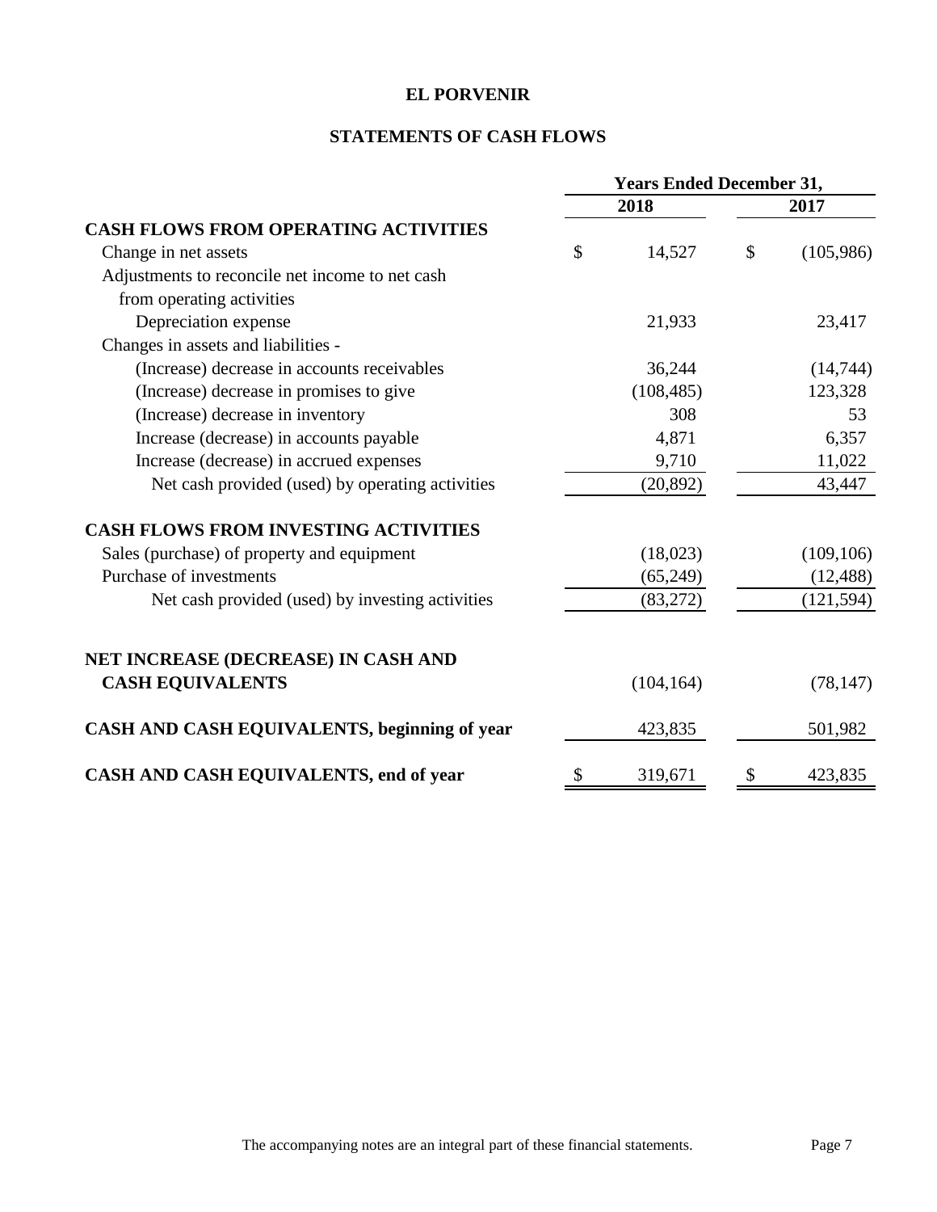# EL PORVENIR

## STATEMENTS OF CASH FLOWS

| | Years Ended December 31, | |
|---|---|---|
| | 2018 | 2017 |
| **CASH FLOWS FROM OPERATING ACTIVITIES** | | |
| Change in net assets | $ 14,527 | $ (105,986) |
| Adjustments to reconcile net income to net cash from operating activities | | |
| Depreciation expense | 21,933 | 23,417 |
| Changes in assets and liabilities - | | |
| (Increase) decrease in accounts receivables | 36,244 | (14,744) |
| (Increase) decrease in promises to give | (108,485) | 123,328 |
| (Increase) decrease in inventory | 308 | 53 |
| Increase (decrease) in accounts payable | 4,871 | 6,357 |
| Increase (decrease) in accrued expenses | 9,710 | 11,022 |
| Net cash provided (used) by operating activities | (20,892) | 43,447 |
| **CASH FLOWS FROM INVESTING ACTIVITIES** | | |
| Sales (purchase) of property and equipment | (18,023) | (109,106) |
| Purchase of investments | (65,249) | (12,488) |
| Net cash provided (used) by investing activities | (83,272) | (121,594) |
| **NET INCREASE (DECREASE) IN CASH AND CASH EQUIVALENTS** | (104,164) | (78,147) |
| **CASH AND CASH EQUIVALENTS, beginning of year** | 423,835 | 501,982 |
| **CASH AND CASH EQUIVALENTS, end of year** | $ 319,671 | $ 423,835 |

The accompanying notes are an integral part of these financial statements.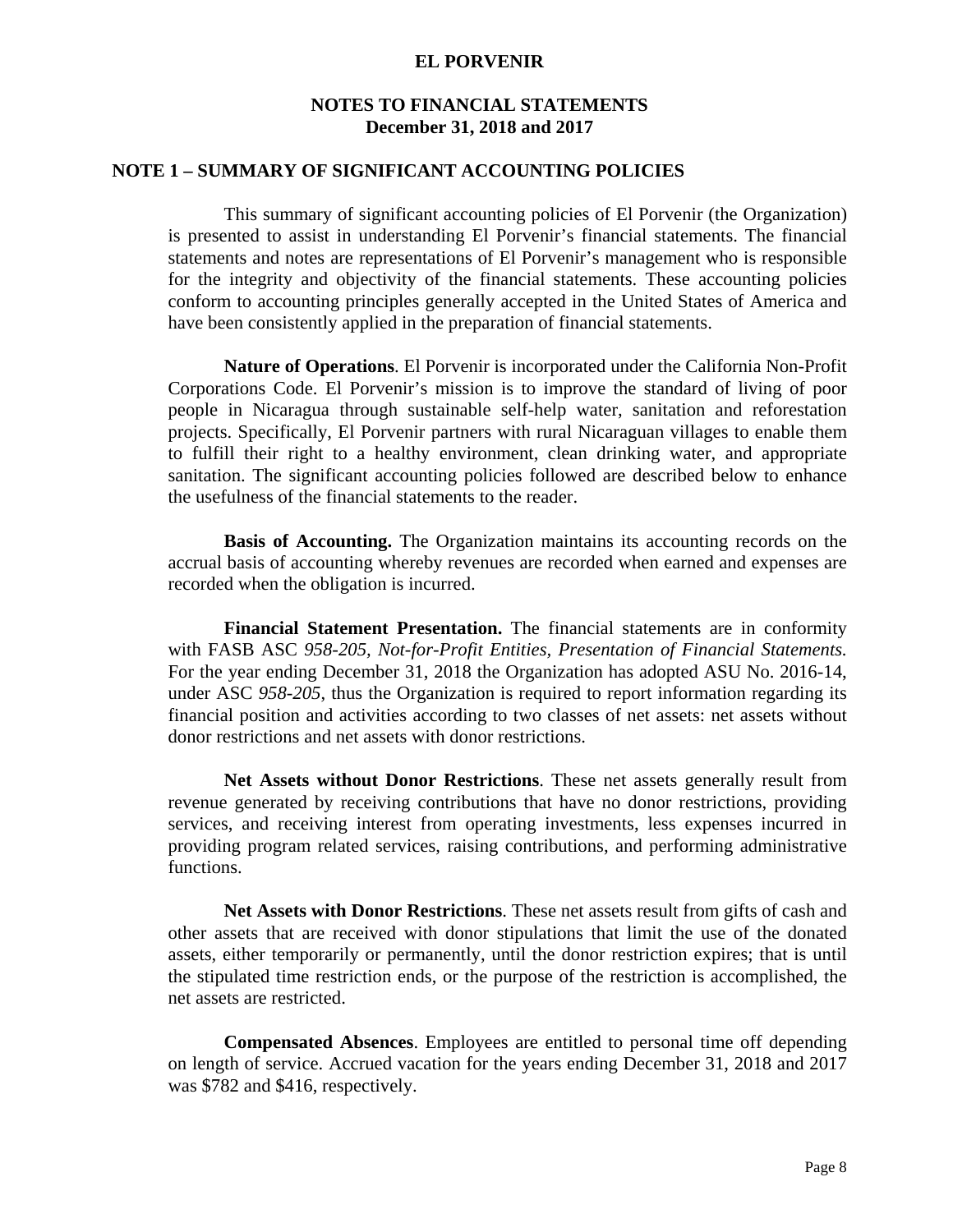# EL PORVENIR

## NOTES TO FINANCIAL STATEMENTS
## December 31, 2018 and 2017

### NOTE 1 – SUMMARY OF SIGNIFICANT ACCOUNTING POLICIES

This summary of significant accounting policies of El Porvenir (the Organization) is presented to assist in understanding El Porvenir's financial statements. The financial statements and notes are representations of El Porvenir's management who is responsible for the integrity and objectivity of the financial statements. These accounting policies conform to accounting principles generally accepted in the United States of America and have been consistently applied in the preparation of financial statements.

**Nature of Operations**. El Porvenir is incorporated under the California Non-Profit Corporations Code. El Porvenir's mission is to improve the standard of living of poor people in Nicaragua through sustainable self-help water, sanitation and reforestation projects. Specifically, El Porvenir partners with rural Nicaraguan villages to enable them to fulfill their right to a healthy environment, clean drinking water, and appropriate sanitation. The significant accounting policies followed are described below to enhance the usefulness of the financial statements to the reader.

**Basis of Accounting.** The Organization maintains its accounting records on the accrual basis of accounting whereby revenues are recorded when earned and expenses are recorded when the obligation is incurred.

**Financial Statement Presentation.** The financial statements are in conformity with FASB ASC *958-205, Not-for-Profit Entities, Presentation of Financial Statements.* For the year ending December 31, 2018 the Organization has adopted ASU No. 2016-14, under ASC *958-205*, thus the Organization is required to report information regarding its financial position and activities according to two classes of net assets: net assets without donor restrictions and net assets with donor restrictions.

**Net Assets without Donor Restrictions**. These net assets generally result from revenue generated by receiving contributions that have no donor restrictions, providing services, and receiving interest from operating investments, less expenses incurred in providing program related services, raising contributions, and performing administrative functions.

**Net Assets with Donor Restrictions**. These net assets result from gifts of cash and other assets that are received with donor stipulations that limit the use of the donated assets, either temporarily or permanently, until the donor restriction expires; that is until the stipulated time restriction ends, or the purpose of the restriction is accomplished, the net assets are restricted.

**Compensated Absences**. Employees are entitled to personal time off depending on length of service. Accrued vacation for the years ending December 31, 2018 and 2017 was $782 and $416, respectively.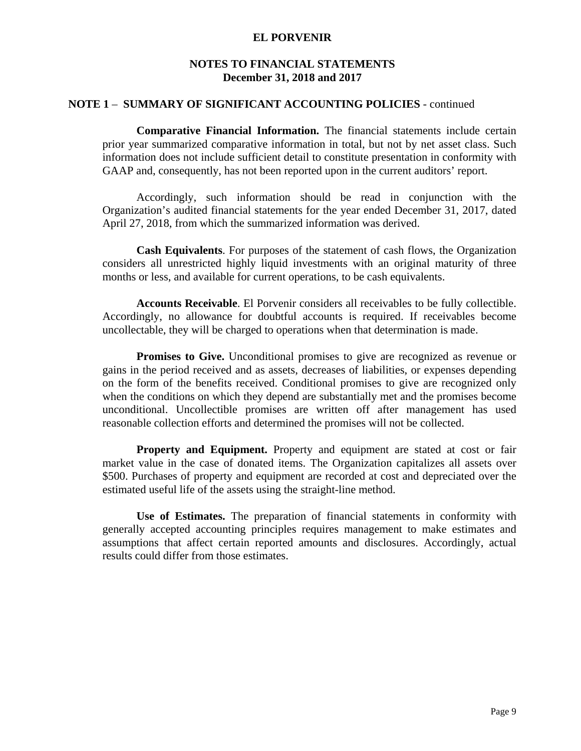# EL PORVENIR

## NOTES TO FINANCIAL STATEMENTS
## December 31, 2018 and 2017

### NOTE 1 – SUMMARY OF SIGNIFICANT ACCOUNTING POLICIES - continued

**Comparative Financial Information.** The financial statements include certain prior year summarized comparative information in total, but not by net asset class. Such information does not include sufficient detail to constitute presentation in conformity with GAAP and, consequently, has not been reported upon in the current auditors' report.

Accordingly, such information should be read in conjunction with the Organization's audited financial statements for the year ended December 31, 2017, dated April 27, 2018, from which the summarized information was derived.

**Cash Equivalents**. For purposes of the statement of cash flows, the Organization considers all unrestricted highly liquid investments with an original maturity of three months or less, and available for current operations, to be cash equivalents.

**Accounts Receivable**. El Porvenir considers all receivables to be fully collectible. Accordingly, no allowance for doubtful accounts is required. If receivables become uncollectable, they will be charged to operations when that determination is made.

**Promises to Give.** Unconditional promises to give are recognized as revenue or gains in the period received and as assets, decreases of liabilities, or expenses depending on the form of the benefits received. Conditional promises to give are recognized only when the conditions on which they depend are substantially met and the promises become unconditional. Uncollectible promises are written off after management has used reasonable collection efforts and determined the promises will not be collected.

**Property and Equipment.** Property and equipment are stated at cost or fair market value in the case of donated items. The Organization capitalizes all assets over $500. Purchases of property and equipment are recorded at cost and depreciated over the estimated useful life of the assets using the straight-line method.

**Use of Estimates.** The preparation of financial statements in conformity with generally accepted accounting principles requires management to make estimates and assumptions that affect certain reported amounts and disclosures. Accordingly, actual results could differ from those estimates.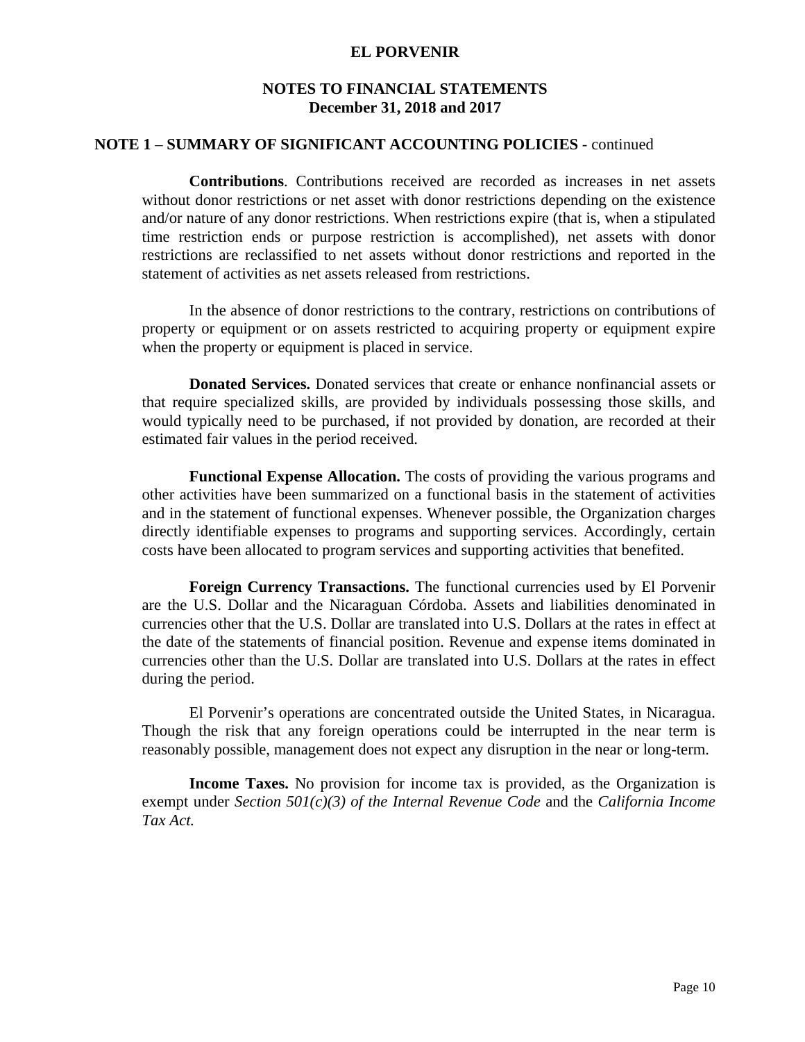**NOTE 1** – **SUMMARY OF SIGNIFICANT ACCOUNTING POLICIES** - continued

**Contributions**. Contributions received are recorded as increases in net assets without donor restrictions or net asset with donor restrictions depending on the existence and/or nature of any donor restrictions. When restrictions expire (that is, when a stipulated time restriction ends or purpose restriction is accomplished), net assets with donor restrictions are reclassified to net assets without donor restrictions and reported in the statement of activities as net assets released from restrictions.

In the absence of donor restrictions to the contrary, restrictions on contributions of property or equipment or on assets restricted to acquiring property or equipment expire when the property or equipment is placed in service.

**Donated Services.** Donated services that create or enhance nonfinancial assets or that require specialized skills, are provided by individuals possessing those skills, and would typically need to be purchased, if not provided by donation, are recorded at their estimated fair values in the period received.

**Functional Expense Allocation.** The costs of providing the various programs and other activities have been summarized on a functional basis in the statement of activities and in the statement of functional expenses. Whenever possible, the Organization charges directly identifiable expenses to programs and supporting services. Accordingly, certain costs have been allocated to program services and supporting activities that benefited.

**Foreign Currency Transactions.** The functional currencies used by El Porvenir are the U.S. Dollar and the Nicaraguan Córdoba. Assets and liabilities denominated in currencies other that the U.S. Dollar are translated into U.S. Dollars at the rates in effect at the date of the statements of financial position. Revenue and expense items dominated in currencies other than the U.S. Dollar are translated into U.S. Dollars at the rates in effect during the period.

El Porvenir's operations are concentrated outside the United States, in Nicaragua. Though the risk that any foreign operations could be interrupted in the near term is reasonably possible, management does not expect any disruption in the near or long-term.

**Income Taxes.** No provision for income tax is provided, as the Organization is exempt under *Section 501(c)(3) of the Internal Revenue Code* and the *California Income Tax Act.*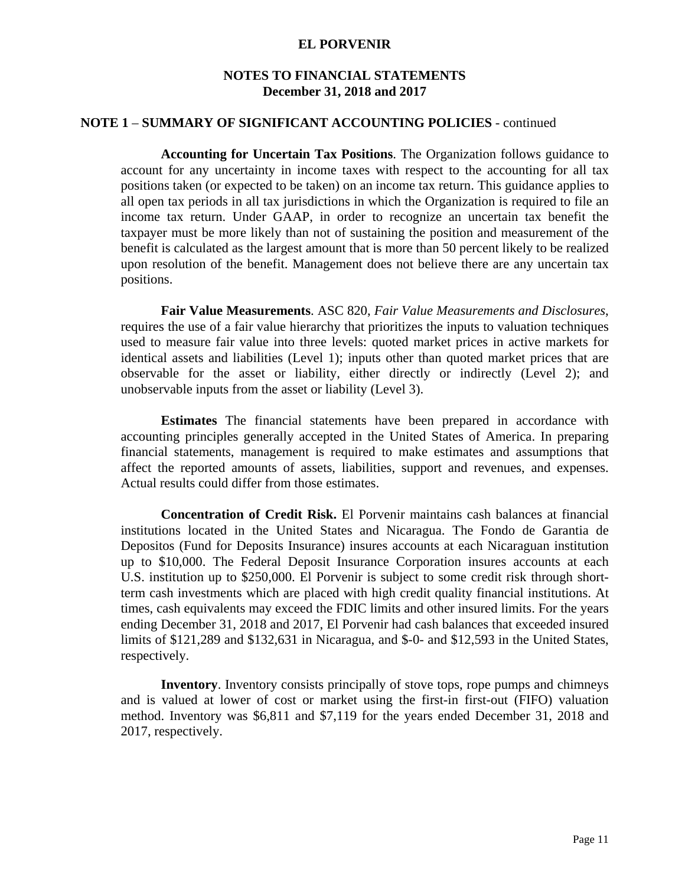**NOTE 1** – **SUMMARY OF SIGNIFICANT ACCOUNTING POLICIES** - continued

**Accounting for Uncertain Tax Positions**. The Organization follows guidance to account for any uncertainty in income taxes with respect to the accounting for all tax positions taken (or expected to be taken) on an income tax return. This guidance applies to all open tax periods in all tax jurisdictions in which the Organization is required to file an income tax return. Under GAAP, in order to recognize an uncertain tax benefit the taxpayer must be more likely than not of sustaining the position and measurement of the benefit is calculated as the largest amount that is more than 50 percent likely to be realized upon resolution of the benefit. Management does not believe there are any uncertain tax positions.

**Fair Value Measurements**. ASC 820, *Fair Value Measurements and Disclosures*, requires the use of a fair value hierarchy that prioritizes the inputs to valuation techniques used to measure fair value into three levels: quoted market prices in active markets for identical assets and liabilities (Level 1); inputs other than quoted market prices that are observable for the asset or liability, either directly or indirectly (Level 2); and unobservable inputs from the asset or liability (Level 3).

**Estimates** The financial statements have been prepared in accordance with accounting principles generally accepted in the United States of America. In preparing financial statements, management is required to make estimates and assumptions that affect the reported amounts of assets, liabilities, support and revenues, and expenses. Actual results could differ from those estimates.

**Concentration of Credit Risk.** El Porvenir maintains cash balances at financial institutions located in the United States and Nicaragua. The Fondo de Garantia de Depositos (Fund for Deposits Insurance) insures accounts at each Nicaraguan institution up to $10,000. The Federal Deposit Insurance Corporation insures accounts at each U.S. institution up to $250,000. El Porvenir is subject to some credit risk through short-term cash investments which are placed with high credit quality financial institutions. At times, cash equivalents may exceed the FDIC limits and other insured limits. For the years ending December 31, 2018 and 2017, El Porvenir had cash balances that exceeded insured limits of $121,289 and $132,631 in Nicaragua, and $-0- and $12,593 in the United States, respectively.

**Inventory**. Inventory consists principally of stove tops, rope pumps and chimneys and is valued at lower of cost or market using the first-in first-out (FIFO) valuation method. Inventory was $6,811 and $7,119 for the years ended December 31, 2018 and 2017, respectively.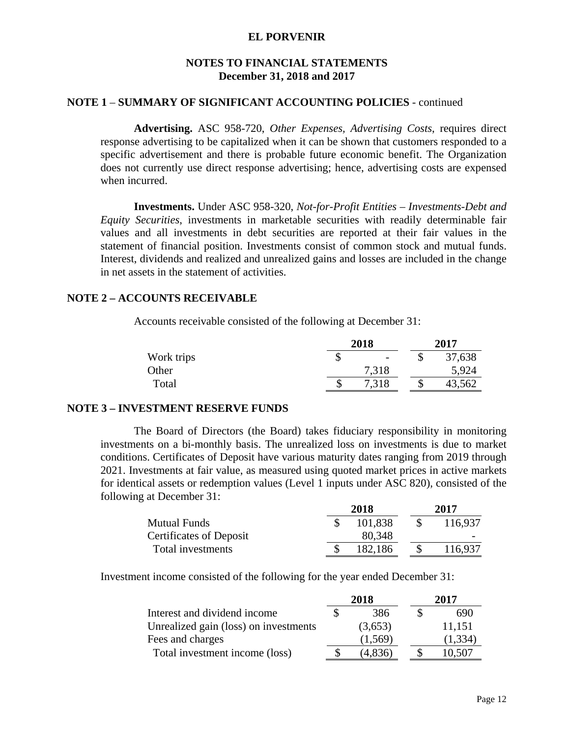# EL PORVENIR

## NOTES TO FINANCIAL STATEMENTS
## December 31, 2018 and 2017

### NOTE 1 – SUMMARY OF SIGNIFICANT ACCOUNTING POLICIES - continued

**Advertising.** ASC 958-720, *Other Expenses, Advertising Costs*, requires direct response advertising to be capitalized when it can be shown that customers responded to a specific advertisement and there is probable future economic benefit. The Organization does not currently use direct response advertising; hence, advertising costs are expensed when incurred.

**Investments.** Under ASC 958-320, *Not-for-Profit Entities – Investments-Debt and Equity Securities*, investments in marketable securities with readily determinable fair values and all investments in debt securities are reported at their fair values in the statement of financial position. Investments consist of common stock and mutual funds. Interest, dividends and realized and unrealized gains and losses are included in the change in net assets in the statement of activities.

### NOTE 2 – ACCOUNTS RECEIVABLE

Accounts receivable consisted of the following at December 31:

| | 2018 | 2017 |
|---|---|---|
| Work trips | $ - | $ 37,638 |
| Other | 7,318 | 5,924 |
| Total | $ 7,318 | $ 43,562 |

### NOTE 3 – INVESTMENT RESERVE FUNDS

The Board of Directors (the Board) takes fiduciary responsibility in monitoring investments on a bi-monthly basis. The unrealized loss on investments is due to market conditions. Certificates of Deposit have various maturity dates ranging from 2019 through 2021. Investments at fair value, as measured using quoted market prices in active markets for identical assets or redemption values (Level 1 inputs under ASC 820), consisted of the following at December 31:

| | 2018 | 2017 |
|---|---|---|
| Mutual Funds | $ 101,838 | $ 116,937 |
| Certificates of Deposit | 80,348 | - |
| Total investments | $ 182,186 | $ 116,937 |

Investment income consisted of the following for the year ended December 31:

| | 2018 | 2017 |
|---|---|---|
| Interest and dividend income | $ 386 | $ 690 |
| Unrealized gain (loss) on investments | (3,653) | 11,151 |
| Fees and charges | (1,569) | (1,334) |
| Total investment income (loss) | $ (4,836) | $ 10,507 |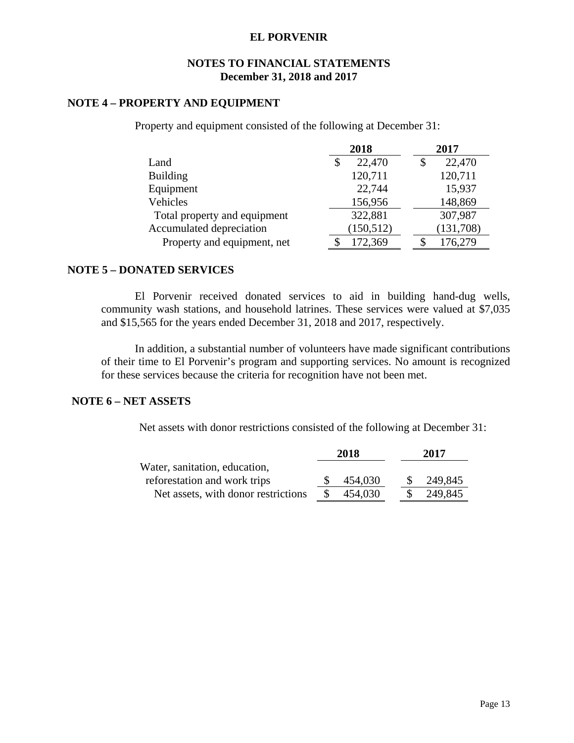# EL PORVENIR

## NOTES TO FINANCIAL STATEMENTS
## December 31, 2018 and 2017

### NOTE 4 – PROPERTY AND EQUIPMENT

Property and equipment consisted of the following at December 31:

| | 2018 | 2017 |
|---|---|---|
| Land | $ 22,470 | $ 22,470 |
| Building | 120,711 | 120,711 |
| Equipment | 22,744 | 15,937 |
| Vehicles | 156,956 | 148,869 |
| Total property and equipment | 322,881 | 307,987 |
| Accumulated depreciation | (150,512) | (131,708) |
| Property and equipment, net | $ 172,369 | $ 176,279 |

### NOTE 5 – DONATED SERVICES

El Porvenir received donated services to aid in building hand-dug wells, community wash stations, and household latrines. These services were valued at $7,035 and $15,565 for the years ended December 31, 2018 and 2017, respectively.

In addition, a substantial number of volunteers have made significant contributions of their time to El Porvenir's program and supporting services. No amount is recognized for these services because the criteria for recognition have not been met.

### NOTE 6 – NET ASSETS

Net assets with donor restrictions consisted of the following at December 31:

| | 2018 | 2017 |
|---|---|---|
| Water, sanitation, education, reforestation and work trips | $ 454,030 | $ 249,845 |
| Net assets, with donor restrictions | $ 454,030 | $ 249,845 |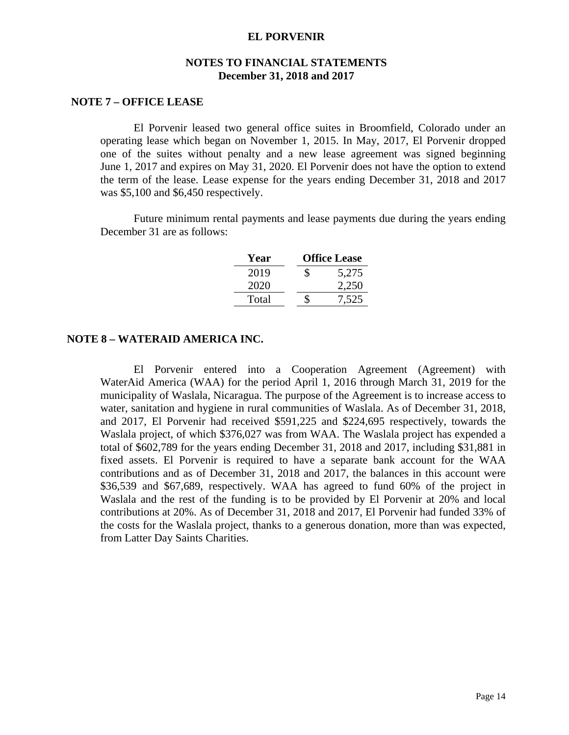# EL PORVENIR

## NOTES TO FINANCIAL STATEMENTS
## December 31, 2018 and 2017

### NOTE 7 – OFFICE LEASE

El Porvenir leased two general office suites in Broomfield, Colorado under an operating lease which began on November 1, 2015. In May, 2017, El Porvenir dropped one of the suites without penalty and a new lease agreement was signed beginning June 1, 2017 and expires on May 31, 2020. El Porvenir does not have the option to extend the term of the lease. Lease expense for the years ending December 31, 2018 and 2017 was $5,100 and $6,450 respectively.

Future minimum rental payments and lease payments due during the years ending December 31 are as follows:

| Year | Office Lease |
|---|---|
| 2019 | $ 5,275 |
| 2020 | 2,250 |
| Total | $ 7,525 |

### NOTE 8 – WATERAID AMERICA INC.

El Porvenir entered into a Cooperation Agreement (Agreement) with WaterAid America (WAA) for the period April 1, 2016 through March 31, 2019 for the municipality of Waslala, Nicaragua. The purpose of the Agreement is to increase access to water, sanitation and hygiene in rural communities of Waslala. As of December 31, 2018, and 2017, El Porvenir had received $591,225 and $224,695 respectively, towards the Waslala project, of which $376,027 was from WAA. The Waslala project has expended a total of $602,789 for the years ending December 31, 2018 and 2017, including $31,881 in fixed assets. El Porvenir is required to have a separate bank account for the WAA contributions and as of December 31, 2018 and 2017, the balances in this account were $36,539 and $67,689, respectively. WAA has agreed to fund 60% of the project in Waslala and the rest of the funding is to be provided by El Porvenir at 20% and local contributions at 20%. As of December 31, 2018 and 2017, El Porvenir had funded 33% of the costs for the Waslala project, thanks to a generous donation, more than was expected, from Latter Day Saints Charities.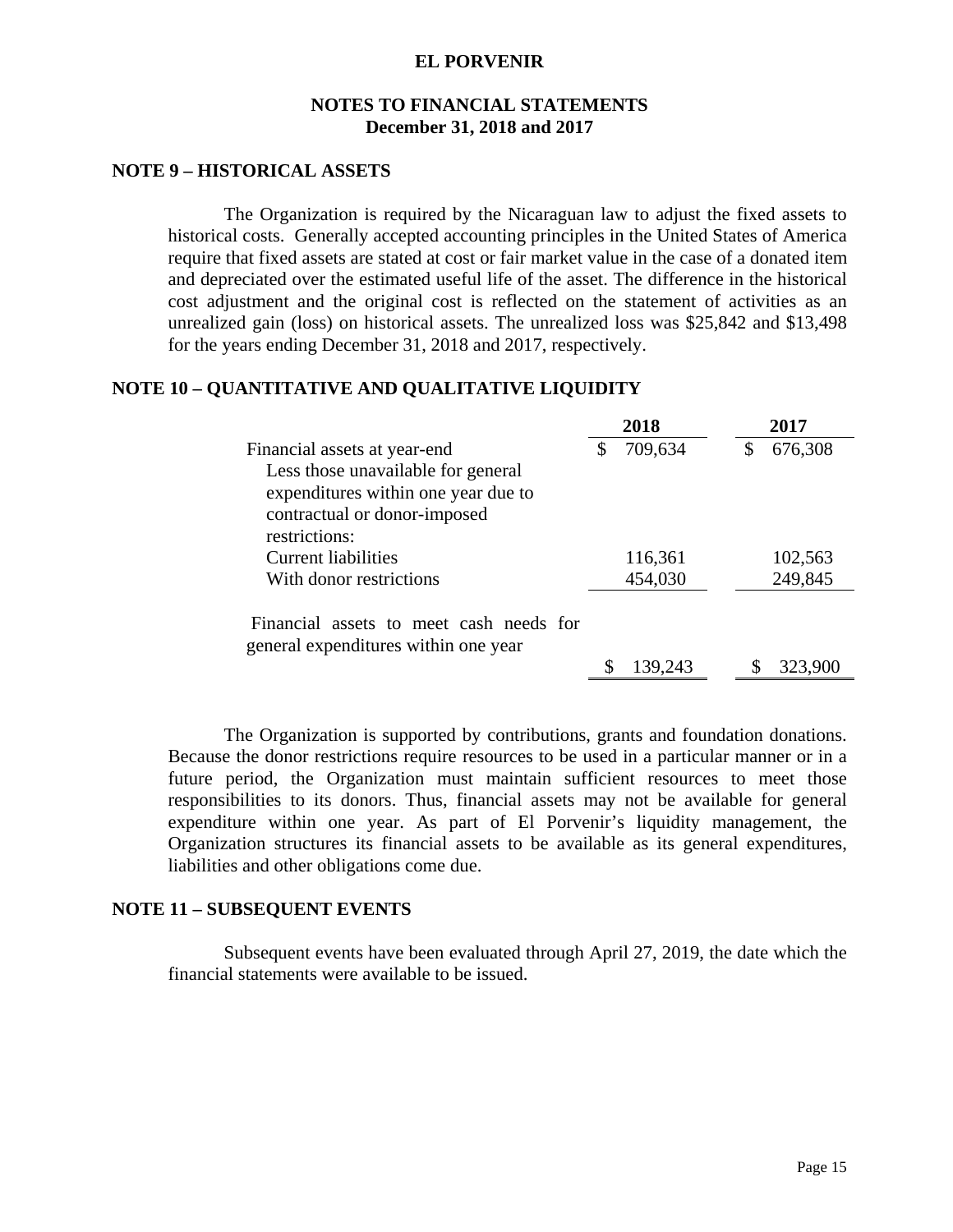# EL PORVENIR

## NOTES TO FINANCIAL STATEMENTS
## December 31, 2018 and 2017

### NOTE 9 – HISTORICAL ASSETS

The Organization is required by the Nicaraguan law to adjust the fixed assets to historical costs. Generally accepted accounting principles in the United States of America require that fixed assets are stated at cost or fair market value in the case of a donated item and depreciated over the estimated useful life of the asset. The difference in the historical cost adjustment and the original cost is reflected on the statement of activities as an unrealized gain (loss) on historical assets. The unrealized loss was $25,842 and $13,498 for the years ending December 31, 2018 and 2017, respectively.

### NOTE 10 – QUANTITATIVE AND QUALITATIVE LIQUIDITY

| | 2018 | 2017 |
|---|---|---|
| Financial assets at year-end | $ 709,634 | $ 676,308 |
| Less those unavailable for general expenditures within one year due to contractual or donor-imposed restrictions: | | |
| Current liabilities | 116,361 | 102,563 |
| With donor restrictions | 454,030 | 249,845 |
| Financial assets to meet cash needs for general expenditures within one year | $ 139,243 | $ 323,900 |

The Organization is supported by contributions, grants and foundation donations. Because the donor restrictions require resources to be used in a particular manner or in a future period, the Organization must maintain sufficient resources to meet those responsibilities to its donors. Thus, financial assets may not be available for general expenditure within one year. As part of El Porvenir's liquidity management, the Organization structures its financial assets to be available as its general expenditures, liabilities and other obligations come due.

### NOTE 11 – SUBSEQUENT EVENTS

Subsequent events have been evaluated through April 27, 2019, the date which the financial statements were available to be issued.